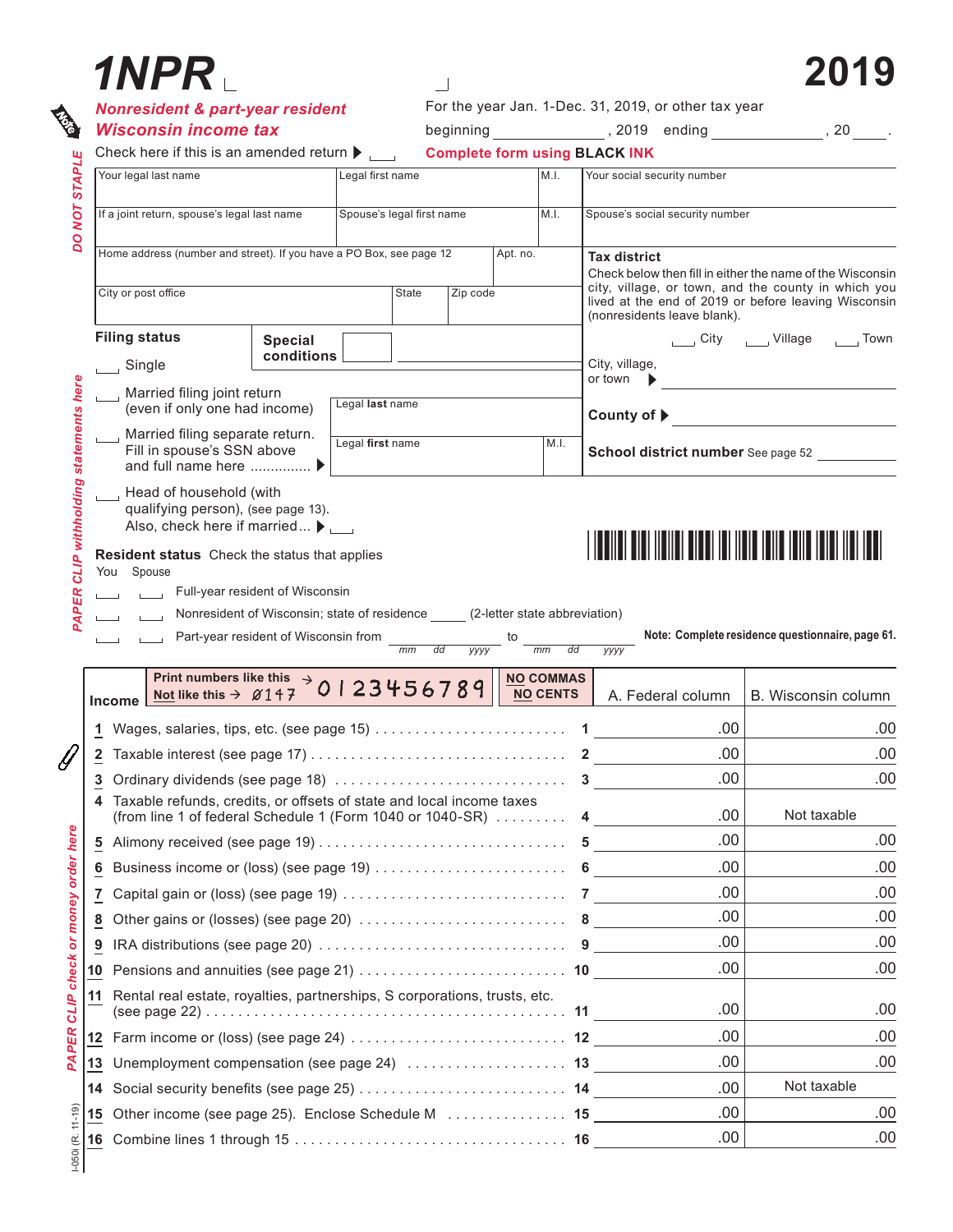# 1NPR 2019

**Nonresident & part-year resident Wisconsin income tax**

For the year Jan. 1-Dec. 31, 2019, or other tax year beginning ______________, 2019 ending ______________, 20____.

Check here if this is an amended return ▶

**Complete form using BLACK INK**

DO NOT STAPLE

| Your legal last name | Legal first name | M.I. | Your social security number |
|---|---|---|---|
| If a joint return, spouse's legal last name | Spouse's legal first name | M.I. | Spouse's social security number |

| Home address (number and street). If you have a PO Box, see page 12 | Apt. no. |
|---|---|
| City or post office | State / Zip code |

**Tax district**
Check below then fill in either the name of the Wisconsin city, village, or town, and the county in which you lived at the end of 2019 or before leaving Wisconsin (nonresidents leave blank).

City / Village / Town

City, village, or town ▶ ______________

**County of** ▶ ______________

**School district number** See page 52 ______________

**Filing status**

**Special conditions**

- Single
- Married filing joint return (even if only one had income)
- Married filing separate return. Fill in spouse's SSN above and full name here ............... ▶ Legal **last** name / Legal **first** name / M.I.
- Head of household (with qualifying person), (see page 13). Also, check here if married... ▶

PAPER CLIP withholding statements here

**Resident status** Check the status that applies

You / Spouse

- Full-year resident of Wisconsin
- Nonresident of Wisconsin; state of residence _____ (2-letter state abbreviation)
- Part-year resident of Wisconsin from ____ (mm dd yyyy) to ____ (mm dd yyyy)

**Note: Complete residence questionnaire, page 61.**

PAPER CLIP check or money order here

**Print numbers like this** → 0123456789 **Not like this** → Ø147

**NO COMMAS NO CENTS**

| **Income** | | A. Federal column | B. Wisconsin column |
|---|---|---|---|
| 1 Wages, salaries, tips, etc. (see page 15) | 1 | .00 | .00 |
| 2 Taxable interest (see page 17) | 2 | .00 | .00 |
| 3 Ordinary dividends (see page 18) | 3 | .00 | .00 |
| 4 Taxable refunds, credits, or offsets of state and local income taxes (from line 1 of federal Schedule 1 (Form 1040 or 1040-SR) | 4 | .00 | Not taxable |
| 5 Alimony received (see page 19) | 5 | .00 | .00 |
| 6 Business income or (loss) (see page 19) | 6 | .00 | .00 |
| 7 Capital gain or (loss) (see page 19) | 7 | .00 | .00 |
| 8 Other gains or (losses) (see page 20) | 8 | .00 | .00 |
| 9 IRA distributions (see page 20) | 9 | .00 | .00 |
| 10 Pensions and annuities (see page 21) | 10 | .00 | .00 |
| 11 Rental real estate, royalties, partnerships, S corporations, trusts, etc. (see page 22) | 11 | .00 | .00 |
| 12 Farm income or (loss) (see page 24) | 12 | .00 | .00 |
| 13 Unemployment compensation (see page 24) | 13 | .00 | .00 |
| 14 Social security benefits (see page 25) | 14 | .00 | Not taxable |
| 15 Other income (see page 25). Enclose Schedule M | 15 | .00 | .00 |
| 16 Combine lines 1 through 15 | 16 | .00 | .00 |

I-050i (R. 11-19)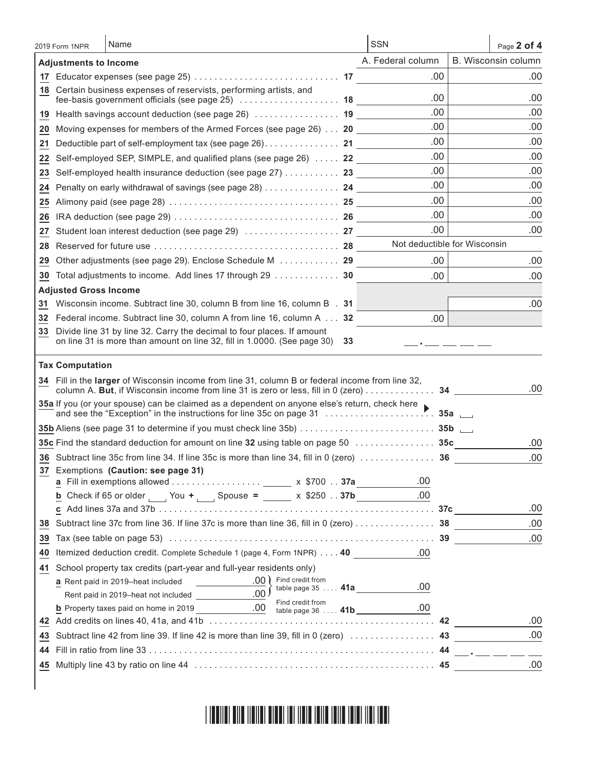2019 Form 1NPR | Name | SSN

## Adjustments to Income

| | | A. Federal column | B. Wisconsin column |
|---|---|---|---|
| 17 | Educator expenses (see page 25) . . . . . 17 | .00 | .00 |
| 18 | Certain business expenses of reservists, performing artists, and fee-basis government officials (see page 25) . . . . . 18 | .00 | .00 |
| 19 | Health savings account deduction (see page 26) . . . . . 19 | .00 | .00 |
| 20 | Moving expenses for members of the Armed Forces (see page 26) . . . 20 | .00 | .00 |
| 21 | Deductible part of self-employment tax (see page 26). . . . . 21 | .00 | .00 |
| 22 | Self-employed SEP, SIMPLE, and qualified plans (see page 26) . . . . . 22 | .00 | .00 |
| 23 | Self-employed health insurance deduction (see page 27) . . . . . 23 | .00 | .00 |
| 24 | Penalty on early withdrawal of savings (see page 28) . . . . . 24 | .00 | .00 |
| 25 | Alimony paid (see page 28) . . . . . 25 | .00 | .00 |
| 26 | IRA deduction (see page 29) . . . . . 26 | .00 | .00 |
| 27 | Student loan interest deduction (see page 29) . . . . . 27 | .00 | .00 |
| 28 | Reserved for future use . . . . . 28 | Not deductible for Wisconsin | |
| 29 | Other adjustments (see page 29). Enclose Schedule M . . . . . 29 | .00 | .00 |
| 30 | Total adjustments to income. Add lines 17 through 29 . . . . . 30 | .00 | .00 |

## Adjusted Gross Income

| | | A. Federal column | B. Wisconsin column |
|---|---|---|---|
| 31 | Wisconsin income. Subtract line 30, column B from line 16, column B . 31 | | .00 |
| 32 | Federal income. Subtract line 30, column A from line 16, column A . . . 32 | .00 | |
| 33 | Divide line 31 by line 32. Carry the decimal to four places. If amount on line 31 is more than amount on line 32, fill in 1.0000. (See page 30) 33 | ___ . ___ ___ ___ ___ | |

## Tax Computation

34 Fill in the **larger** of Wisconsin income from line 31, column B or federal income from line 32, column A. **But**, if Wisconsin income from line 31 is zero or less, fill in 0 (zero) . . . . . 34 .00

35a If you (or your spouse) can be claimed as a dependent on anyone else's return, check here and see the "Exception" in the instructions for line 35c on page 31 . . . . . 35a ☐

35b Aliens (see page 31 to determine if you must check line 35b) . . . . . 35b ☐

35c Find the standard deduction for amount on line **32** using table on page 50 . . . . . 35c .00

36 Subtract line 35c from line 34. If line 35c is more than line 34, fill in 0 (zero) . . . . . 36 .00

37 Exemptions **(Caution: see page 31)**

- **a** Fill in exemptions allowed . . . . . ______ x $700 . . 37a .00
- **b** Check if 65 or older ☐ You + ☐ Spouse = ______ x $250 . . 37b .00
- **c** Add lines 37a and 37b . . . . . 37c .00

38 Subtract line 37c from line 36. If line 37c is more than line 36, fill in 0 (zero) . . . . . 38 .00

39 Tax (see table on page 53) . . . . . 39 .00

40 Itemized deduction credit. Complete Schedule 1 (page 4, Form 1NPR) . . . . 40 .00

41 School property tax credits (part-year and full-year residents only)

- **a** Rent paid in 2019–heat included ______ .00; Rent paid in 2019–heat not included ______ .00 — Find credit from table page 35 . . . . 41a .00
- **b** Property taxes paid on home in 2019 ______ .00 — Find credit from table page 36 . . . . 41b .00

42 Add credits on lines 40, 41a, and 41b . . . . . 42 .00

43 Subtract line 42 from line 39. If line 42 is more than line 39, fill in 0 (zero) . . . . . 43 .00

44 Fill in ratio from line 33 . . . . . 44 ___ . ___ ___ ___ ___

45 Multiply line 43 by ratio on line 44 . . . . . 45 .00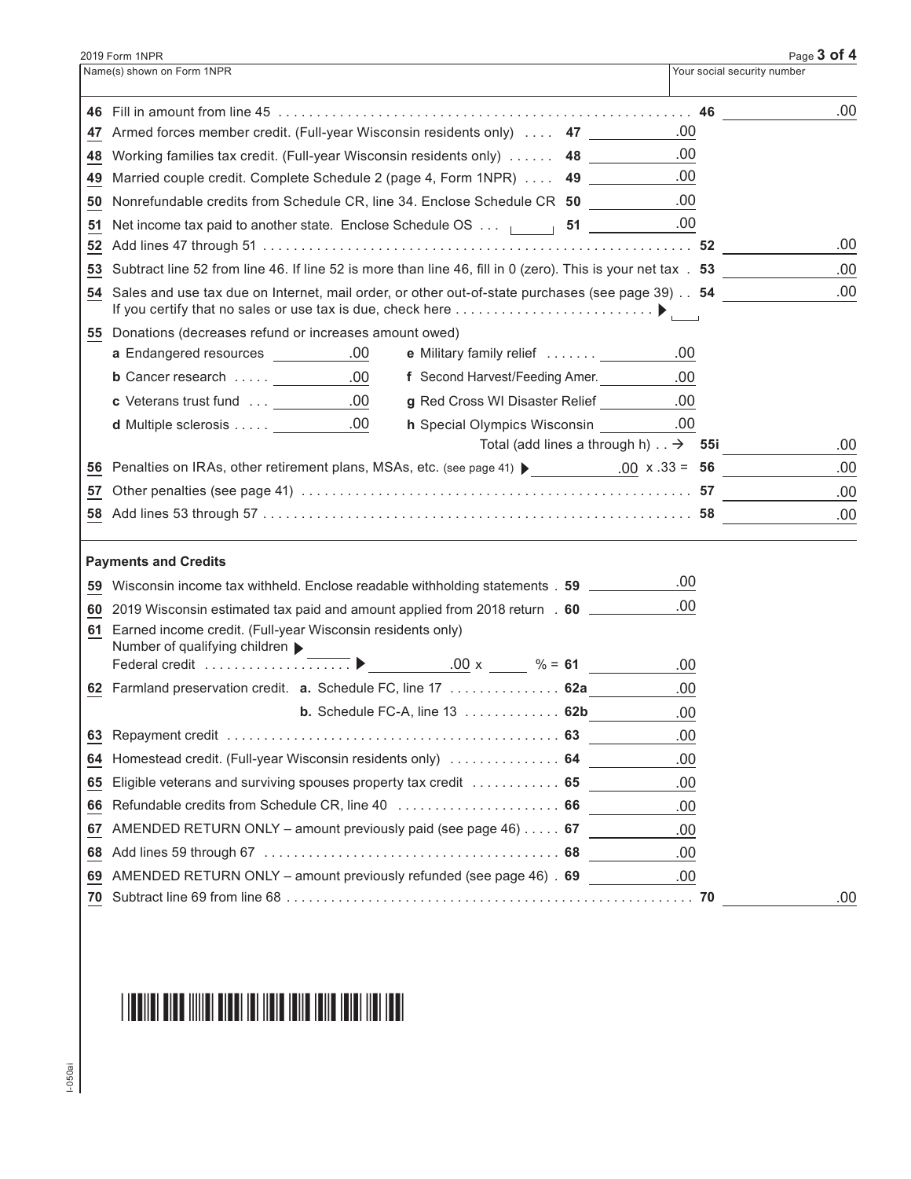2019 Form 1NPR

Name(s) shown on Form 1NPR | Your social security number

| Line | Description | | Amount |
|---|---|---|---|
| 46 | Fill in amount from line 45 | | 46 .00 |
| 47 | Armed forces member credit. (Full-year Wisconsin residents only) | 47 .00 | |
| 48 | Working families tax credit. (Full-year Wisconsin residents only) | 48 .00 | |
| 49 | Married couple credit. Complete Schedule 2 (page 4, Form 1NPR) | 49 .00 | |
| 50 | Nonrefundable credits from Schedule CR, line 34. Enclose Schedule CR | 50 .00 | |
| 51 | Net income tax paid to another state. Enclose Schedule OS | 51 .00 | |
| 52 | Add lines 47 through 51 | | 52 .00 |
| 53 | Subtract line 52 from line 46. If line 52 is more than line 46, fill in 0 (zero). This is your net tax | | 53 .00 |
| 54 | Sales and use tax due on Internet, mail order, or other out-of-state purchases (see page 39). If you certify that no sales or use tax is due, check here ▶ ☐ | | 54 .00 |

**55** Donations (decreases refund or increases amount owed)

| | | | |
|---|---|---|---|
| a Endangered resources | .00 | e Military family relief | .00 |
| b Cancer research | .00 | f Second Harvest/Feeding Amer. | .00 |
| c Veterans trust fund | .00 | g Red Cross WI Disaster Relief | .00 |
| d Multiple sclerosis | .00 | h Special Olympics Wisconsin | .00 |

Total (add lines a through h) → **55i** .00

| Line | Description | Amount |
|---|---|---|
| 56 | Penalties on IRAs, other retirement plans, MSAs, etc. (see page 41) ▶ .00 x .33 = | 56 .00 |
| 57 | Other penalties (see page 41) | 57 .00 |
| 58 | Add lines 53 through 57 | 58 .00 |

**Payments and Credits**

| Line | Description | | Amount |
|---|---|---|---|
| 59 | Wisconsin income tax withheld. Enclose readable withholding statements | 59 .00 | |
| 60 | 2019 Wisconsin estimated tax paid and amount applied from 2018 return | 60 .00 | |
| 61 | Earned income credit. (Full-year Wisconsin residents only) Number of qualifying children ▶ ____ Federal credit ▶ .00 x ____ % = | 61 .00 | |
| 62 | Farmland preservation credit. a. Schedule FC, line 17 | 62a .00 | |
| | b. Schedule FC-A, line 13 | 62b .00 | |
| 63 | Repayment credit | 63 .00 | |
| 64 | Homestead credit. (Full-year Wisconsin residents only) | 64 .00 | |
| 65 | Eligible veterans and surviving spouses property tax credit | 65 .00 | |
| 66 | Refundable credits from Schedule CR, line 40 | 66 .00 | |
| 67 | AMENDED RETURN ONLY – amount previously paid (see page 46) | 67 .00 | |
| 68 | Add lines 59 through 67 | 68 .00 | |
| 69 | AMENDED RETURN ONLY – amount previously refunded (see page 46) | 69 .00 | |
| 70 | Subtract line 69 from line 68 | | 70 .00 |

I-050ai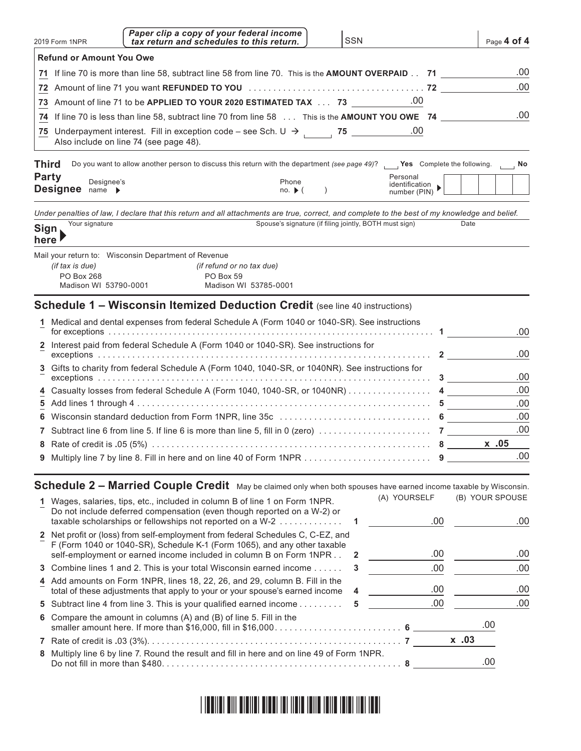2019 Form 1NPR

**Paper clip a copy of your federal income tax return and schedules to this return.**

SSN

## Refund or Amount You Owe

| | | | |
|---|---|---|---|
| 71 | If line 70 is more than line 58, subtract line 58 from line 70. This is the **AMOUNT OVERPAID** | 71 | .00 |
| 72 | Amount of line 71 you want **REFUNDED TO YOU** | 72 | .00 |
| 73 | Amount of line 71 to be **APPLIED TO YOUR 2020 ESTIMATED TAX** . . . 73 .00 | | |
| 74 | If line 70 is less than line 58, subtract line 70 from line 58 . . . This is the **AMOUNT YOU OWE** | 74 | .00 |
| 75 | Underpayment interest. Fill in exception code – see Sch. U → ____ 75 .00 Also include on line 74 (see page 48). | | |

**Third Party Designee** Do you want to allow another person to discuss this return with the department *(see page 49)*? ___ **Yes** Complete the following. ___ **No**

Designee's name ▶ Phone no. ▶ ( ) Personal identification number (PIN) ▶

*Under penalties of law, I declare that this return and all attachments are true, correct, and complete to the best of my knowledge and belief.*

**Sign here** ▶ Your signature — Spouse's signature (if filing jointly, BOTH must sign) — Date

Mail your return to: Wisconsin Department of Revenue

*(if tax is due)*
PO Box 268
Madison WI 53790-0001

*(if refund or no tax due)*
PO Box 59
Madison WI 53785-0001

## Schedule 1 – Wisconsin Itemized Deduction Credit (see line 40 instructions)

| | | | |
|---|---|---|---|
| 1 | Medical and dental expenses from federal Schedule A (Form 1040 or 1040-SR). See instructions for exceptions | 1 | .00 |
| 2 | Interest paid from federal Schedule A (Form 1040 or 1040-SR). See instructions for exceptions | 2 | .00 |
| 3 | Gifts to charity from federal Schedule A (Form 1040, 1040-SR, or 1040NR). See instructions for exceptions | 3 | .00 |
| 4 | Casualty losses from federal Schedule A (Form 1040, 1040-SR, or 1040NR) | 4 | .00 |
| 5 | Add lines 1 through 4 | 5 | .00 |
| 6 | Wisconsin standard deduction from Form 1NPR, line 35c | 6 | .00 |
| 7 | Subtract line 6 from line 5. If line 6 is more than line 5, fill in 0 (zero) | 7 | .00 |
| 8 | Rate of credit is .05 (5%) | 8 | x .05 |
| 9 | Multiply line 7 by line 8. Fill in here and on line 40 of Form 1NPR | 9 | .00 |

## Schedule 2 – Married Couple Credit

May be claimed only when both spouses have earned income taxable by Wisconsin.

| | | | (A) YOURSELF | (B) YOUR SPOUSE |
|---|---|---|---|---|
| 1 | Wages, salaries, tips, etc., included in column B of line 1 on Form 1NPR. Do not include deferred compensation (even though reported on a W-2) or taxable scholarships or fellowships not reported on a W-2 | 1 | .00 | .00 |
| 2 | Net profit or (loss) from self-employment from federal Schedules C, C-EZ, and F (Form 1040 or 1040-SR), Schedule K-1 (Form 1065), and any other taxable self-employment or earned income included in column B on Form 1NPR | 2 | .00 | .00 |
| 3 | Combine lines 1 and 2. This is your total Wisconsin earned income | 3 | .00 | .00 |
| 4 | Add amounts on Form 1NPR, lines 18, 22, 26, and 29, column B. Fill in the total of these adjustments that apply to your or your spouse's earned income | 4 | .00 | .00 |
| 5 | Subtract line 4 from line 3. This is your qualified earned income | 5 | .00 | .00 |

| | | | |
|---|---|---|---|
| 6 | Compare the amount in columns (A) and (B) of line 5. Fill in the smaller amount here. If more than $16,000, fill in $16,000 | 6 | .00 |
| 7 | Rate of credit is .03 (3%) | 7 | x .03 |
| 8 | Multiply line 6 by line 7. Round the result and fill in here and on line 49 of Form 1NPR. Do not fill in more than $480 | 8 | .00 |